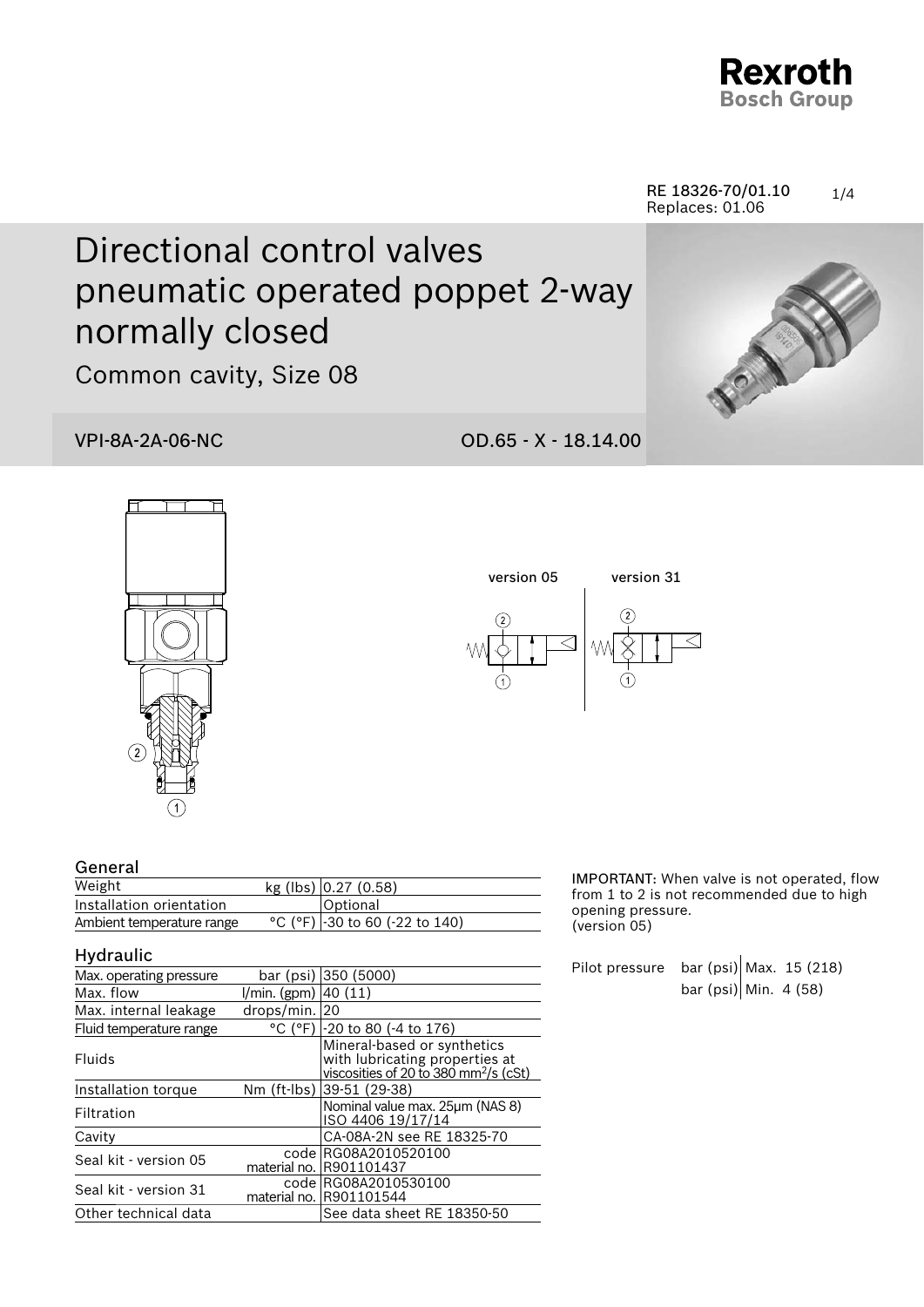Rexroth
Bosch Group

RE 18326-70/01.10
Replaces: 01.06

# Directional control valves pneumatic operated poppet 2-way normally closed

## Common cavity, Size 08

VPI-8A-2A-06-NC    OD.65 - X - 18.14.00

version 05    version 31

### General

| | | |
|---|---|---|
| Weight | kg (lbs) | 0.27 (0.58) |
| Installation orientation | | Optional |
| Ambient temperature range | °C (°F) | -30 to 60 (-22 to 140) |

### Hydraulic

| | | |
|---|---|---|
| Max. operating pressure | bar (psi) | 350 (5000) |
| Max. flow | l/min. (gpm) | 40 (11) |
| Max. internal leakage | drops/min. | 20 |
| Fluid temperature range | °C (°F) | -20 to 80 (-4 to 176) |
| Fluids | | Mineral-based or synthetics with lubricating properties at viscosities of 20 to 380 mm²/s (cSt) |
| Installation torque | Nm (ft-lbs) | 39-51 (29-38) |
| Filtration | | Nominal value max. 25µm (NAS 8) ISO 4406 19/17/14 |
| Cavity | | CA-08A-2N see RE 18325-70 |
| Seal kit - version 05 | code<br>material no. | RG08A2010520100<br>R901101437 |
| Seal kit - version 31 | code<br>material no. | RG08A2010530100<br>R901101544 |
| Other technical data | | See data sheet RE 18350-50 |

**IMPORTANT:** When valve is not operated, flow from 1 to 2 is not recommended due to high opening pressure. (version 05)

| | | |
|---|---|---|
| Pilot pressure | bar (psi) | Max. 15 (218) |
| | bar (psi) | Min. 4 (58) |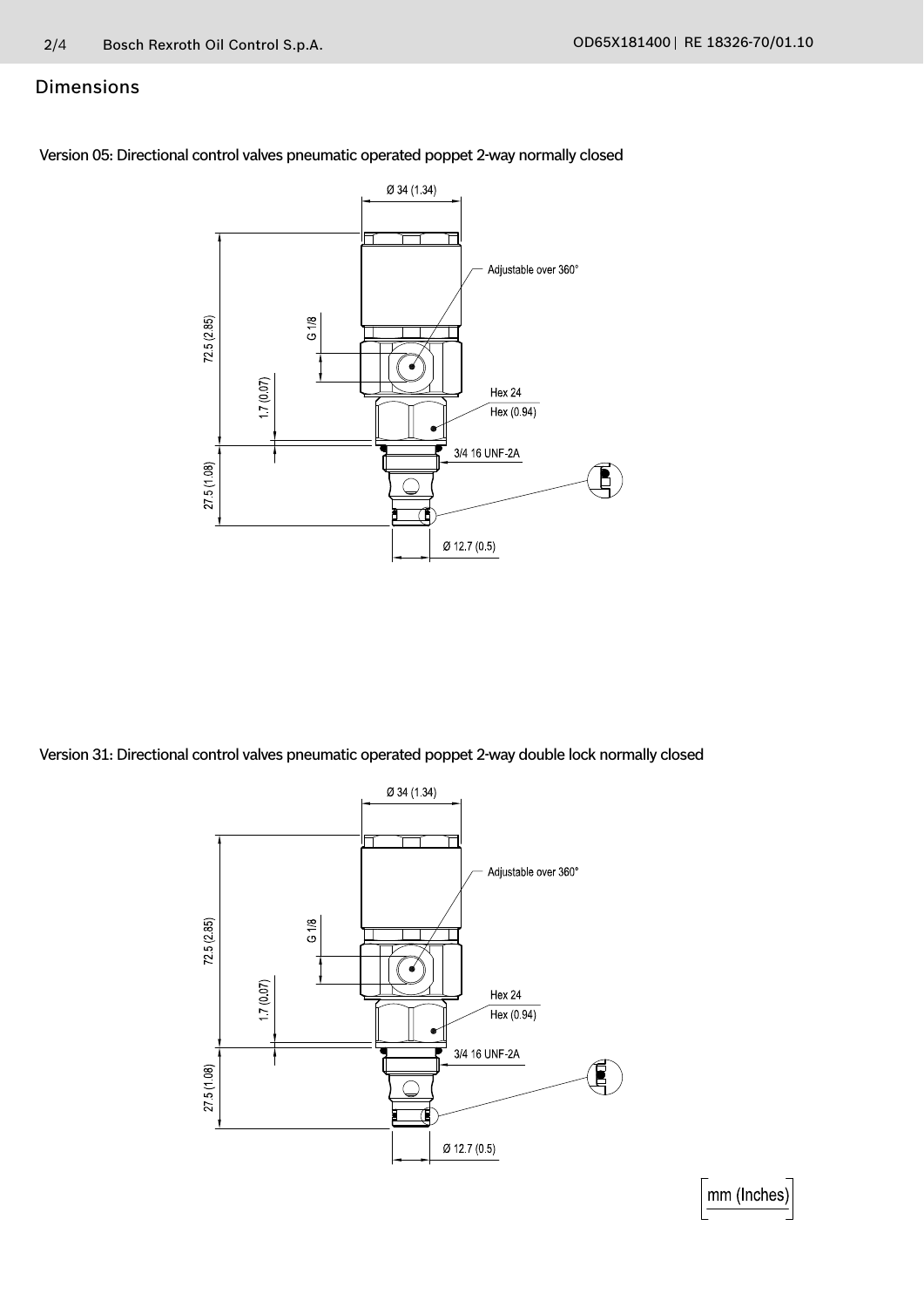## Dimensions

Version 05: Directional control valves pneumatic operated poppet 2-way normally closed

Ø 34 (1.34)

Adjustable over 360°

72.5 (2.85)

G 1/8

1.7 (0.07)

Hex 24

Hex (0.94)

3/4 16 UNF-2A

27.5 (1.08)

Ø 12.7 (0.5)

Version 31: Directional control valves pneumatic operated poppet 2-way double lock normally closed

Ø 34 (1.34)

Adjustable over 360°

72.5 (2.85)

G 1/8

1.7 (0.07)

Hex 24

Hex (0.94)

3/4 16 UNF-2A

27.5 (1.08)

Ø 12.7 (0.5)

mm (Inches)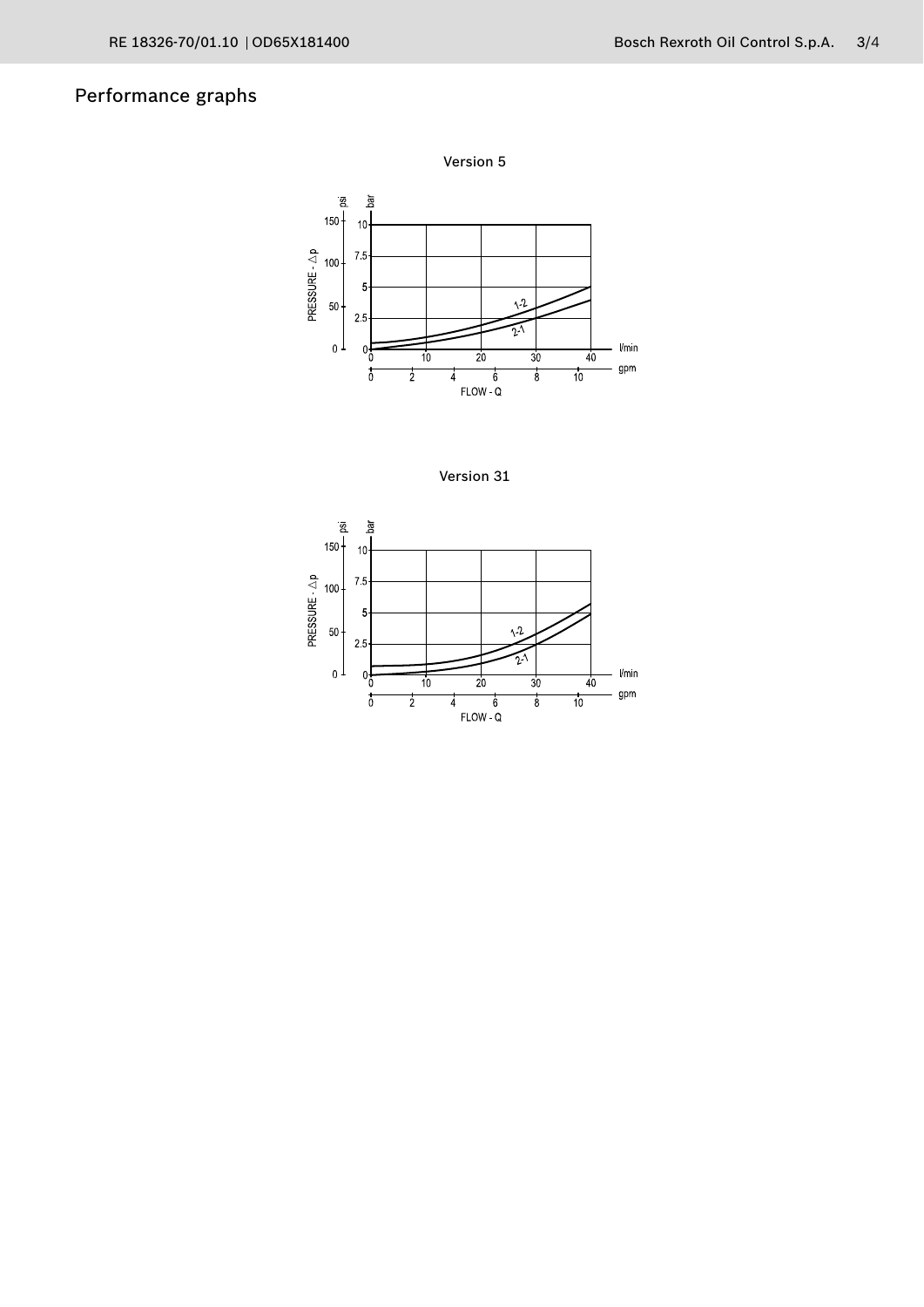## Performance graphs

Version 5

Version 31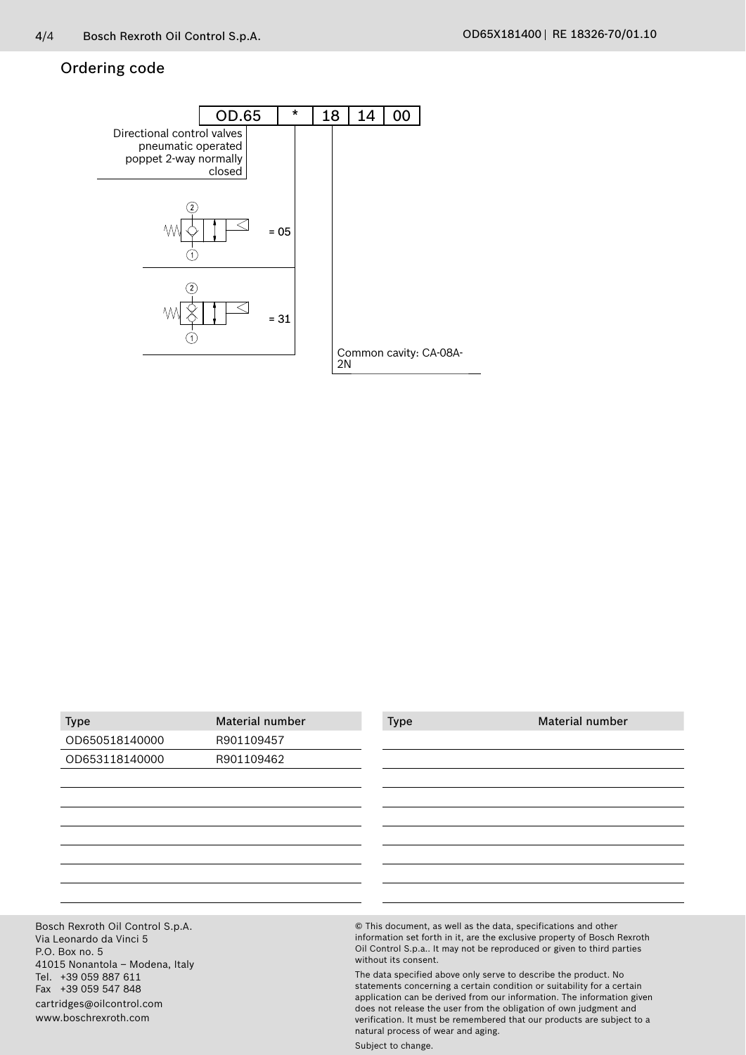## Ordering code

| OD.65 | * | 18 | 14 | 00 |
|---|---|---|---|---|

Directional control valves pneumatic operated poppet 2-way normally closed

= 05

= 31

Common cavity: CA-08A-2N

| Type | Material number |
|---|---|
| OD650518140000 | R901109457 |
| OD653118140000 | R901109462 |

| Type | Material number |
|---|---|
| | |

Bosch Rexroth Oil Control S.p.A.
Via Leonardo da Vinci 5
P.O. Box no. 5
41015 Nonantola – Modena, Italy
Tel. +39 059 887 611
Fax +39 059 547 848
cartridges@oilcontrol.com
www.boschrexroth.com

© This document, as well as the data, specifications and other information set forth in it, are the exclusive property of Bosch Rexroth Oil Control S.p.a.. It may not be reproduced or given to third parties without its consent.

The data specified above only serve to describe the product. No statements concerning a certain condition or suitability for a certain application can be derived from our information. The information given does not release the user from the obligation of own judgment and verification. It must be remembered that our products are subject to a natural process of wear and aging.

Subject to change.